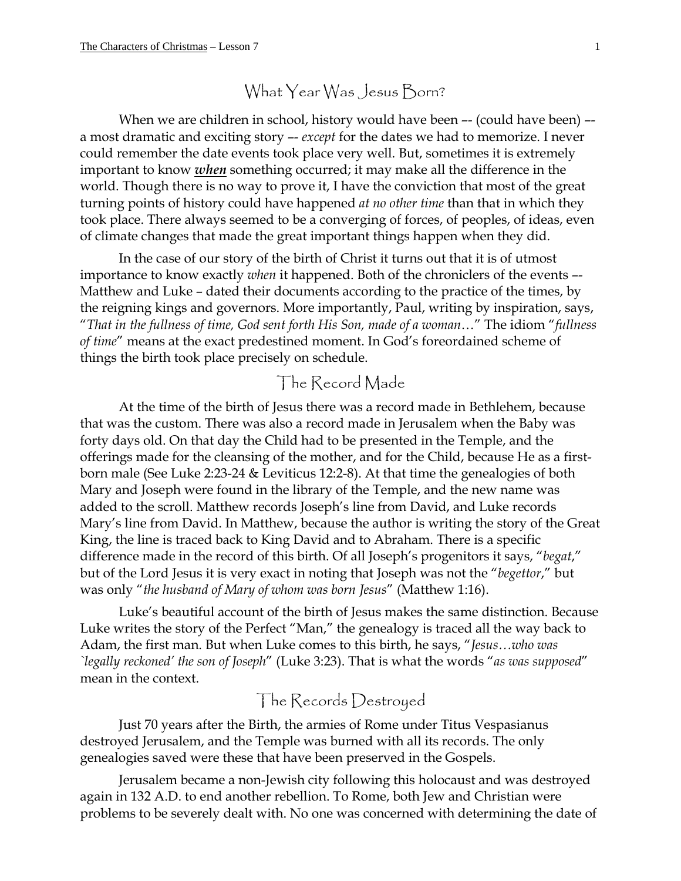# What Year Was Jesus Born?

When we are children in school, history would have been –- (could have been) –- a most dramatic and exciting story –- *except* for the dates we had to memorize. I never could remember the date events took place very well. But, sometimes it is extremely important to know ***when*** something occurred; it may make all the difference in the world. Though there is no way to prove it, I have the conviction that most of the great turning points of history could have happened *at no other time* than that in which they took place. There always seemed to be a converging of forces, of peoples, of ideas, even of climate changes that made the great important things happen when they did.

In the case of our story of the birth of Christ it turns out that it is of utmost importance to know exactly *when* it happened. Both of the chroniclers of the events –- Matthew and Luke – dated their documents according to the practice of the times, by the reigning kings and governors. More importantly, Paul, writing by inspiration, says, "*That in the fullness of time, God sent forth His Son, made of a woman*…" The idiom "*fullness of time*" means at the exact predestined moment. In God's foreordained scheme of things the birth took place precisely on schedule.

## The Record Made

At the time of the birth of Jesus there was a record made in Bethlehem, because that was the custom. There was also a record made in Jerusalem when the Baby was forty days old. On that day the Child had to be presented in the Temple, and the offerings made for the cleansing of the mother, and for the Child, because He as a first-born male (See Luke 2:23-24 & Leviticus 12:2-8). At that time the genealogies of both Mary and Joseph were found in the library of the Temple, and the new name was added to the scroll. Matthew records Joseph's line from David, and Luke records Mary's line from David. In Matthew, because the author is writing the story of the Great King, the line is traced back to King David and to Abraham. There is a specific difference made in the record of this birth. Of all Joseph's progenitors it says, "*begat*," but of the Lord Jesus it is very exact in noting that Joseph was not the "*begettor*," but was only "*the husband of Mary of whom was born Jesus*" (Matthew 1:16).

Luke's beautiful account of the birth of Jesus makes the same distinction. Because Luke writes the story of the Perfect "Man," the genealogy is traced all the way back to Adam, the first man. But when Luke comes to this birth, he says, "*Jesus…who was `legally reckoned' the son of Joseph*" (Luke 3:23). That is what the words "*as was supposed*" mean in the context.

## The Records Destroyed

Just 70 years after the Birth, the armies of Rome under Titus Vespasianus destroyed Jerusalem, and the Temple was burned with all its records. The only genealogies saved were these that have been preserved in the Gospels.

Jerusalem became a non-Jewish city following this holocaust and was destroyed again in 132 A.D. to end another rebellion. To Rome, both Jew and Christian were problems to be severely dealt with. No one was concerned with determining the date of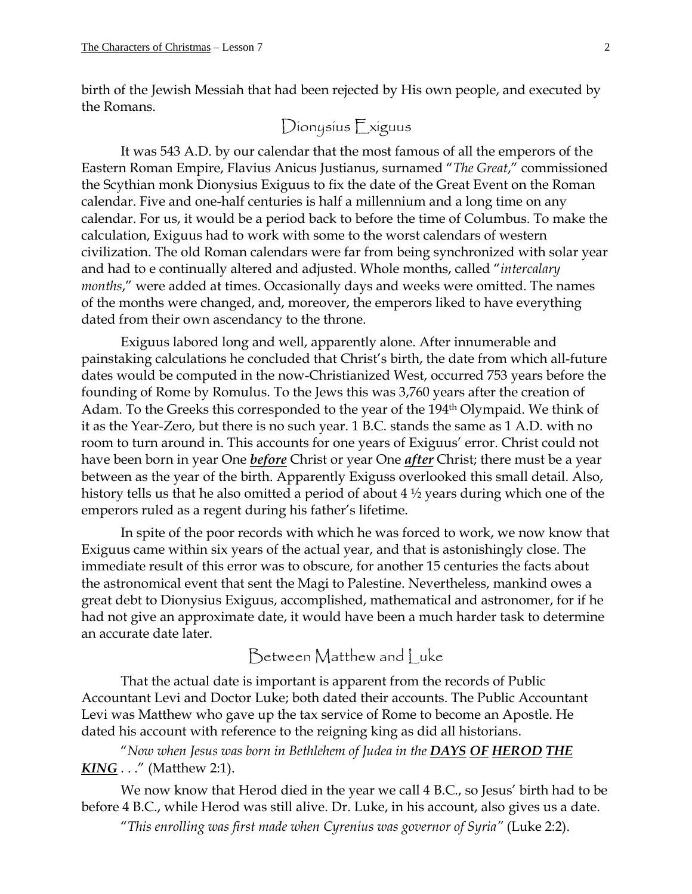birth of the Jewish Messiah that had been rejected by His own people, and executed by the Romans.

## Dionysius Exiguus

It was 543 A.D. by our calendar that the most famous of all the emperors of the Eastern Roman Empire, Flavius Anicus Justianus, surnamed "*The Great*," commissioned the Scythian monk Dionysius Exiguus to fix the date of the Great Event on the Roman calendar. Five and one-half centuries is half a millennium and a long time on any calendar. For us, it would be a period back to before the time of Columbus. To make the calculation, Exiguus had to work with some to the worst calendars of western civilization. The old Roman calendars were far from being synchronized with solar year and had to e continually altered and adjusted. Whole months, called "*intercalary months*," were added at times. Occasionally days and weeks were omitted. The names of the months were changed, and, moreover, the emperors liked to have everything dated from their own ascendancy to the throne.

Exiguus labored long and well, apparently alone. After innumerable and painstaking calculations he concluded that Christ's birth, the date from which all-future dates would be computed in the now-Christianized West, occurred 753 years before the founding of Rome by Romulus. To the Jews this was 3,760 years after the creation of Adam. To the Greeks this corresponded to the year of the 194th Olympaid. We think of it as the Year-Zero, but there is no such year. 1 B.C. stands the same as 1 A.D. with no room to turn around in. This accounts for one years of Exiguus' error. Christ could not have been born in year One ***before*** Christ or year One ***after*** Christ; there must be a year between as the year of the birth. Apparently Exiguss overlooked this small detail. Also, history tells us that he also omitted a period of about 4 ½ years during which one of the emperors ruled as a regent during his father's lifetime.

In spite of the poor records with which he was forced to work, we now know that Exiguus came within six years of the actual year, and that is astonishingly close. The immediate result of this error was to obscure, for another 15 centuries the facts about the astronomical event that sent the Magi to Palestine. Nevertheless, mankind owes a great debt to Dionysius Exiguus, accomplished, mathematical and astronomer, for if he had not give an approximate date, it would have been a much harder task to determine an accurate date later.

## Between Matthew and Luke

That the actual date is important is apparent from the records of Public Accountant Levi and Doctor Luke; both dated their accounts. The Public Accountant Levi was Matthew who gave up the tax service of Rome to become an Apostle. He dated his account with reference to the reigning king as did all historians.

"*Now when Jesus was born in Bethlehem of Judea in the* ***DAYS OF HEROD THE KING*** . . ." (Matthew 2:1).

We now know that Herod died in the year we call 4 B.C., so Jesus' birth had to be before 4 B.C., while Herod was still alive. Dr. Luke, in his account, also gives us a date.

"*This enrolling was first made when Cyrenius was governor of Syria*" (Luke 2:2).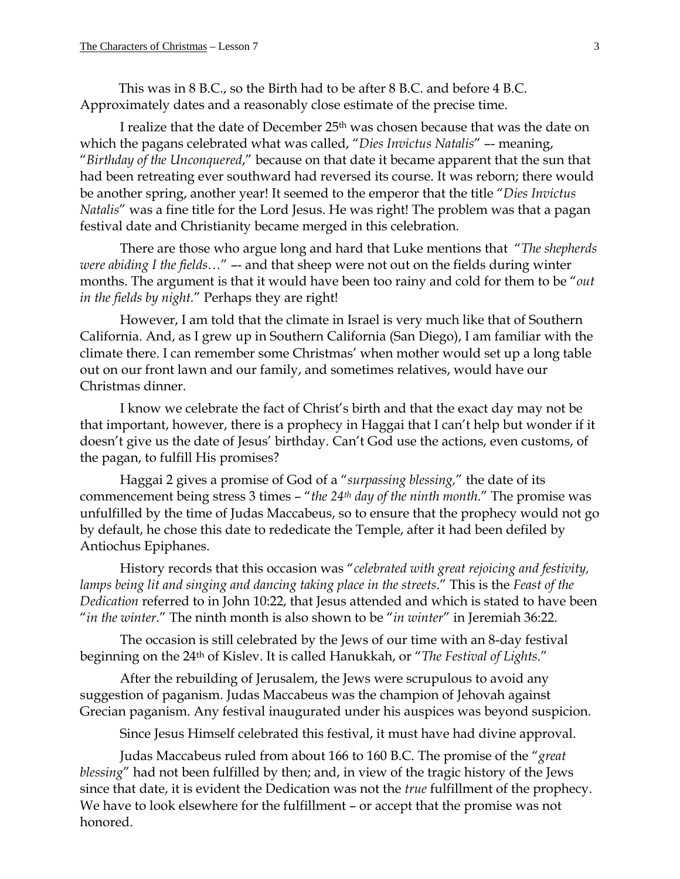This was in 8 B.C., so the Birth had to be after 8 B.C. and before 4 B.C. Approximately dates and a reasonably close estimate of the precise time.

I realize that the date of December 25th was chosen because that was the date on which the pagans celebrated what was called, "*Dies Invictus Natalis*" –- meaning, "*Birthday of the Unconquered*," because on that date it became apparent that the sun that had been retreating ever southward had reversed its course. It was reborn; there would be another spring, another year! It seemed to the emperor that the title "*Dies Invictus Natalis*" was a fine title for the Lord Jesus. He was right! The problem was that a pagan festival date and Christianity became merged in this celebration.

There are those who argue long and hard that Luke mentions that "*The shepherds were abiding I the fields*…" –- and that sheep were not out on the fields during winter months. The argument is that it would have been too rainy and cold for them to be "*out in the fields by night*." Perhaps they are right!

However, I am told that the climate in Israel is very much like that of Southern California. And, as I grew up in Southern California (San Diego), I am familiar with the climate there. I can remember some Christmas' when mother would set up a long table out on our front lawn and our family, and sometimes relatives, would have our Christmas dinner.

I know we celebrate the fact of Christ's birth and that the exact day may not be that important, however, there is a prophecy in Haggai that I can't help but wonder if it doesn't give us the date of Jesus' birthday. Can't God use the actions, even customs, of the pagan, to fulfill His promises?

Haggai 2 gives a promise of God of a "*surpassing blessing*," the date of its commencement being stress 3 times – "*the 24th day of the ninth month*." The promise was unfulfilled by the time of Judas Maccabeus, so to ensure that the prophecy would not go by default, he chose this date to rededicate the Temple, after it had been defiled by Antiochus Epiphanes.

History records that this occasion was "*celebrated with great rejoicing and festivity, lamps being lit and singing and dancing taking place in the streets*." This is the *Feast of the Dedication* referred to in John 10:22, that Jesus attended and which is stated to have been "*in the winter*." The ninth month is also shown to be "*in winter*" in Jeremiah 36:22.

The occasion is still celebrated by the Jews of our time with an 8-day festival beginning on the 24th of Kislev. It is called Hanukkah, or "*The Festival of Lights*."

After the rebuilding of Jerusalem, the Jews were scrupulous to avoid any suggestion of paganism. Judas Maccabeus was the champion of Jehovah against Grecian paganism. Any festival inaugurated under his auspices was beyond suspicion.

Since Jesus Himself celebrated this festival, it must have had divine approval.

Judas Maccabeus ruled from about 166 to 160 B.C. The promise of the "*great blessing*" had not been fulfilled by then; and, in view of the tragic history of the Jews since that date, it is evident the Dedication was not the *true* fulfillment of the prophecy. We have to look elsewhere for the fulfillment – or accept that the promise was not honored.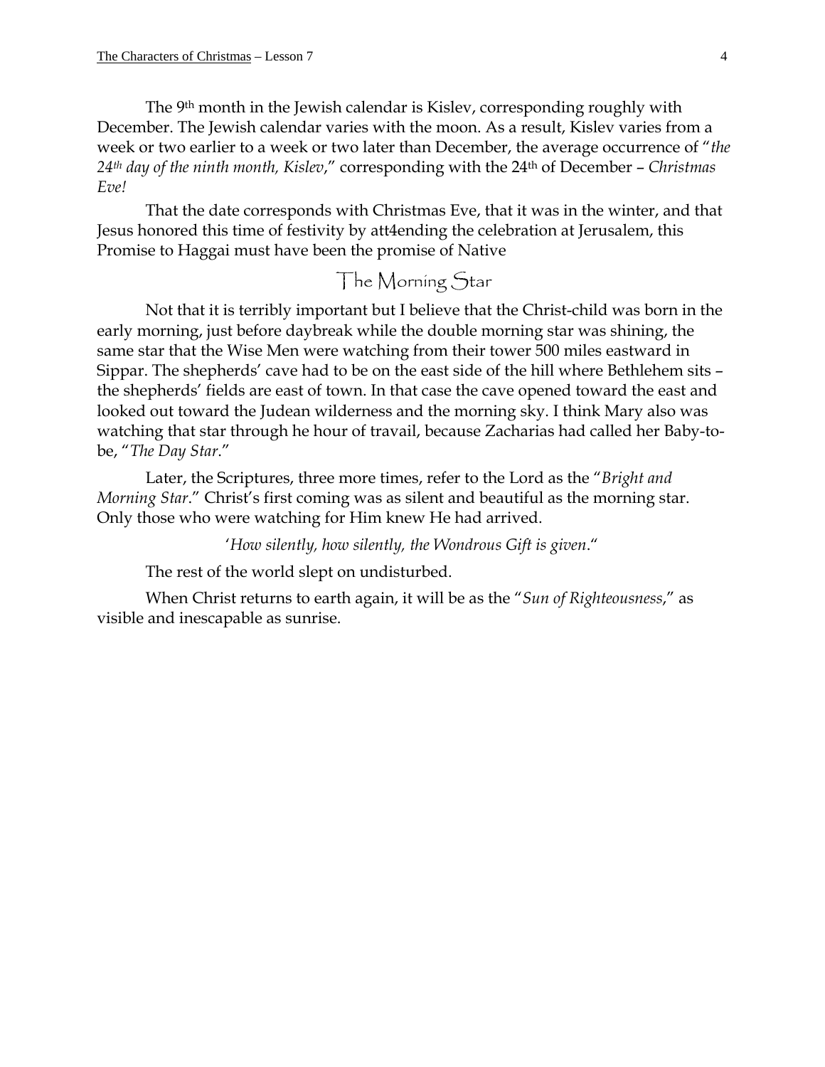The 9th month in the Jewish calendar is Kislev, corresponding roughly with December. The Jewish calendar varies with the moon. As a result, Kislev varies from a week or two earlier to a week or two later than December, the average occurrence of "*the 24th day of the ninth month, Kislev*," corresponding with the 24th of December – *Christmas Eve!*

That the date corresponds with Christmas Eve, that it was in the winter, and that Jesus honored this time of festivity by att4ending the celebration at Jerusalem, this Promise to Haggai must have been the promise of Native

## The Morning Star

Not that it is terribly important but I believe that the Christ-child was born in the early morning, just before daybreak while the double morning star was shining, the same star that the Wise Men were watching from their tower 500 miles eastward in Sippar. The shepherds' cave had to be on the east side of the hill where Bethlehem sits – the shepherds' fields are east of town. In that case the cave opened toward the east and looked out toward the Judean wilderness and the morning sky. I think Mary also was watching that star through he hour of travail, because Zacharias had called her Baby-to-be, "*The Day Star*."

Later, the Scriptures, three more times, refer to the Lord as the "*Bright and Morning Star*." Christ's first coming was as silent and beautiful as the morning star. Only those who were watching for Him knew He had arrived.

'*How silently, how silently, the Wondrous Gift is given*."

The rest of the world slept on undisturbed.

When Christ returns to earth again, it will be as the "*Sun of Righteousness*," as visible and inescapable as sunrise.